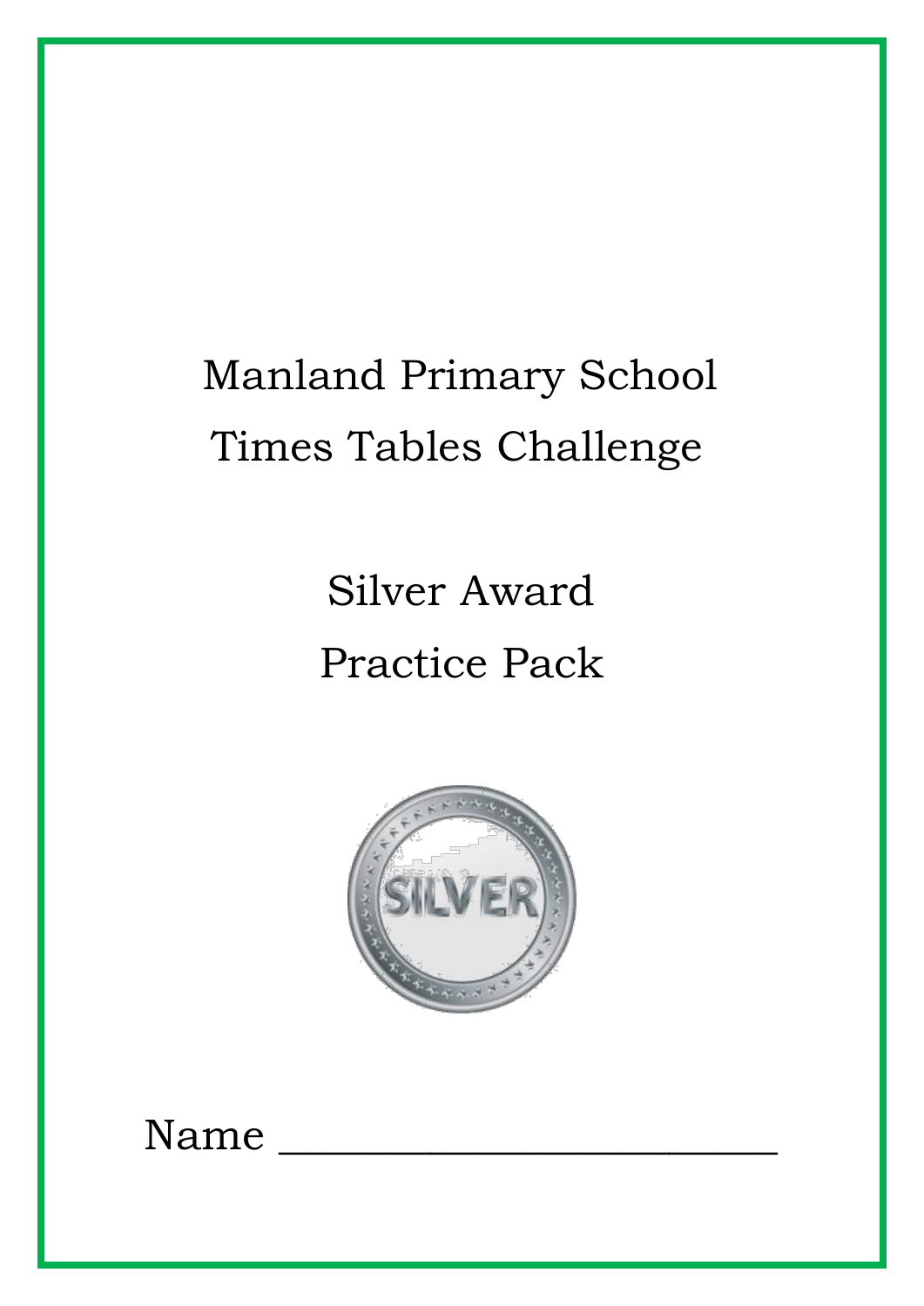# Manland Primary School
# Times Tables Challenge

## Silver Award
## Practice Pack

Name ________________________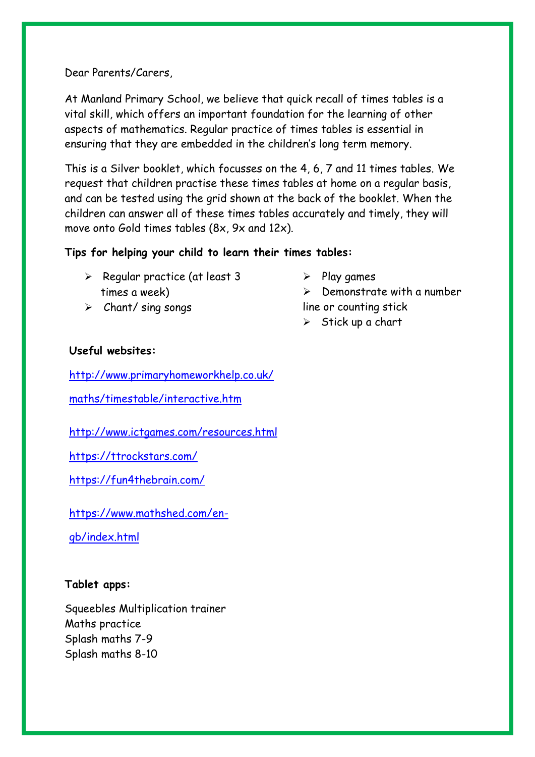Dear Parents/Carers,

At Manland Primary School, we believe that quick recall of times tables is a vital skill, which offers an important foundation for the learning of other aspects of mathematics. Regular practice of times tables is essential in ensuring that they are embedded in the children's long term memory.

This is a Silver booklet, which focusses on the 4, 6, 7 and 11 times tables. We request that children practise these times tables at home on a regular basis, and can be tested using the grid shown at the back of the booklet. When the children can answer all of these times tables accurately and timely, they will move onto Gold times tables (8x, 9x and 12x).

**Tips for helping your child to learn their times tables:**

- Regular practice (at least 3 times a week)
- Chant/ sing songs
- Play games
- Demonstrate with a number line or counting stick
- Stick up a chart

**Useful websites:**

http://www.primaryhomeworkhelp.co.uk/maths/timestable/interactive.htm

http://www.ictgames.com/resources.html

https://ttrockstars.com/

https://fun4thebrain.com/

https://www.mathshed.com/en-gb/index.html

**Tablet apps:**

Squeebles Multiplication trainer
Maths practice
Splash maths 7-9
Splash maths 8-10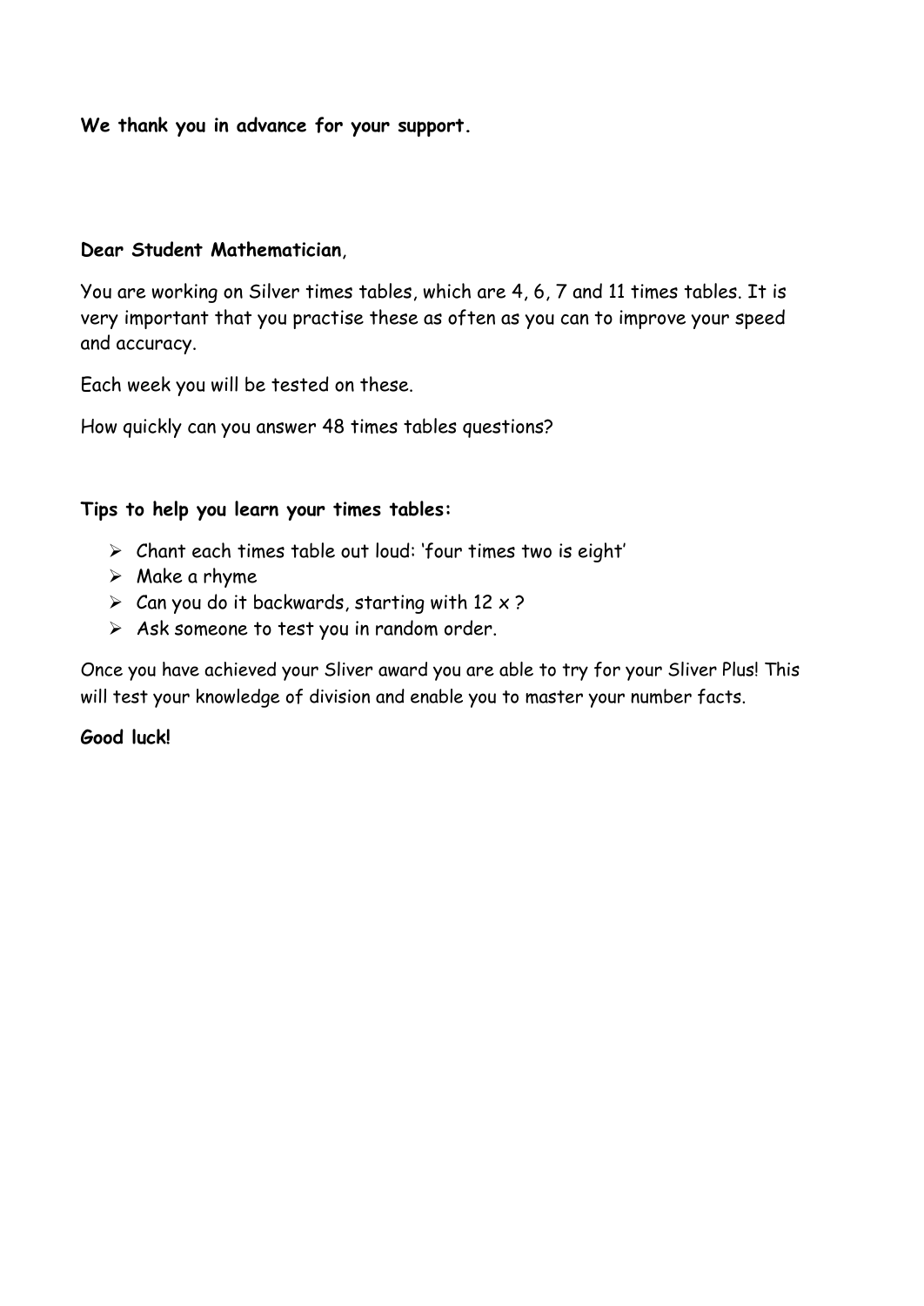**We thank you in advance for your support.**

**Dear Student Mathematician**,

You are working on Silver times tables, which are 4, 6, 7 and 11 times tables. It is very important that you practise these as often as you can to improve your speed and accuracy.

Each week you will be tested on these.

How quickly can you answer 48 times tables questions?

**Tips to help you learn your times tables:**

- Chant each times table out loud: 'four times two is eight'
- Make a rhyme
- Can you do it backwards, starting with 12 x ?
- Ask someone to test you in random order.

Once you have achieved your Sliver award you are able to try for your Sliver Plus! This will test your knowledge of division and enable you to master your number facts.

**Good luck!**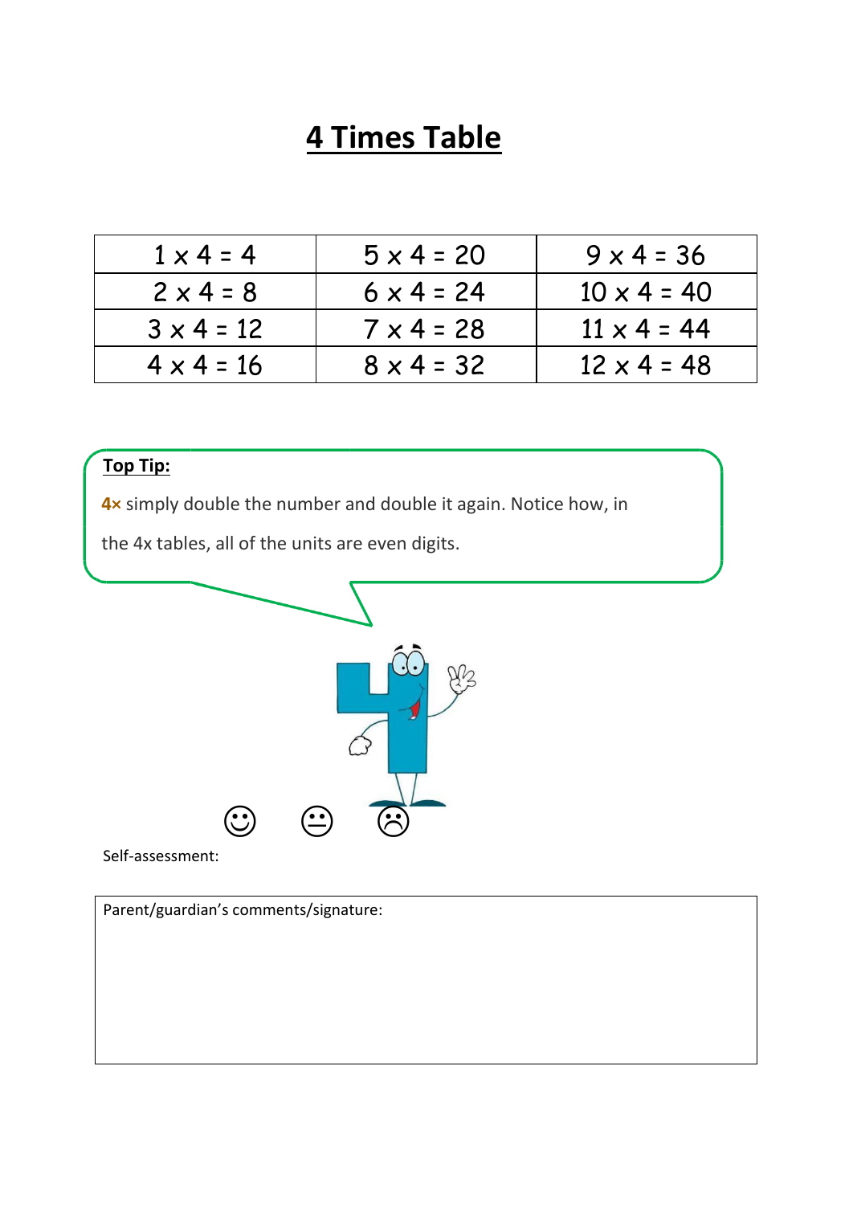# 4 Times Table

| 1 x 4 = 4 | 5 x 4 = 20 | 9 x 4 = 36 |
|---|---|---|
| 2 x 4 = 8 | 6 x 4 = 24 | 10 x 4 = 40 |
| 3 x 4 = 12 | 7 x 4 = 28 | 11 x 4 = 44 |
| 4 x 4 = 16 | 8 x 4 = 32 | 12 x 4 = 48 |

**Top Tip:**

**4×** simply double the number and double it again. Notice how, in the 4x tables, all of the units are even digits.

☺ 😐 ☹

Self-assessment:

| Parent/guardian's comments/signature: |
|---|
| |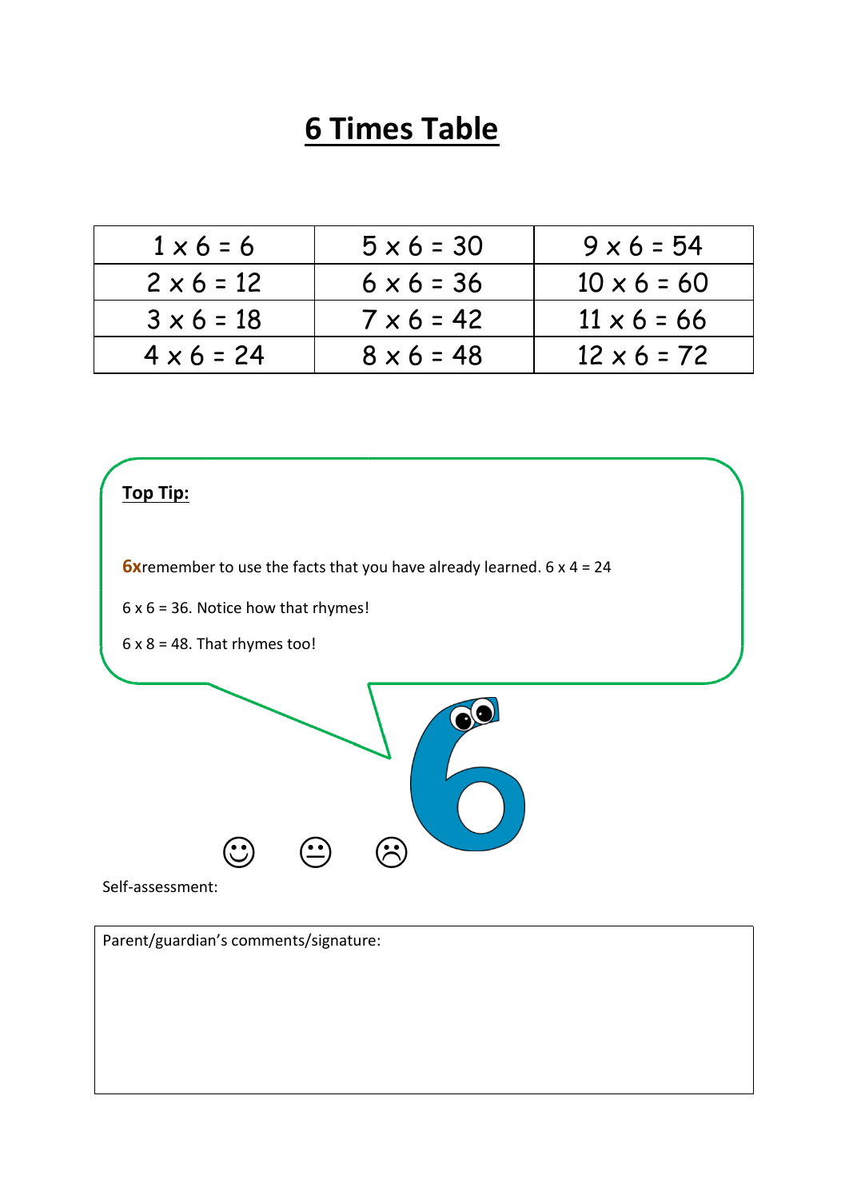# 6 Times Table

| $1 \times 6 = 6$ | $5 \times 6 = 30$ | $9 \times 6 = 54$ |
|---|---|---|
| $2 \times 6 = 12$ | $6 \times 6 = 36$ | $10 \times 6 = 60$ |
| $3 \times 6 = 18$ | $7 \times 6 = 42$ | $11 \times 6 = 66$ |
| $4 \times 6 = 24$ | $8 \times 6 = 48$ | $12 \times 6 = 72$ |

**Top Tip:**

**6x**remember to use the facts that you have already learned. 6 x 4 = 24

6 x 6 = 36. Notice how that rhymes!

6 x 8 = 48. That rhymes too!

☺ 😐 ☹

Self-assessment:

Parent/guardian's comments/signature: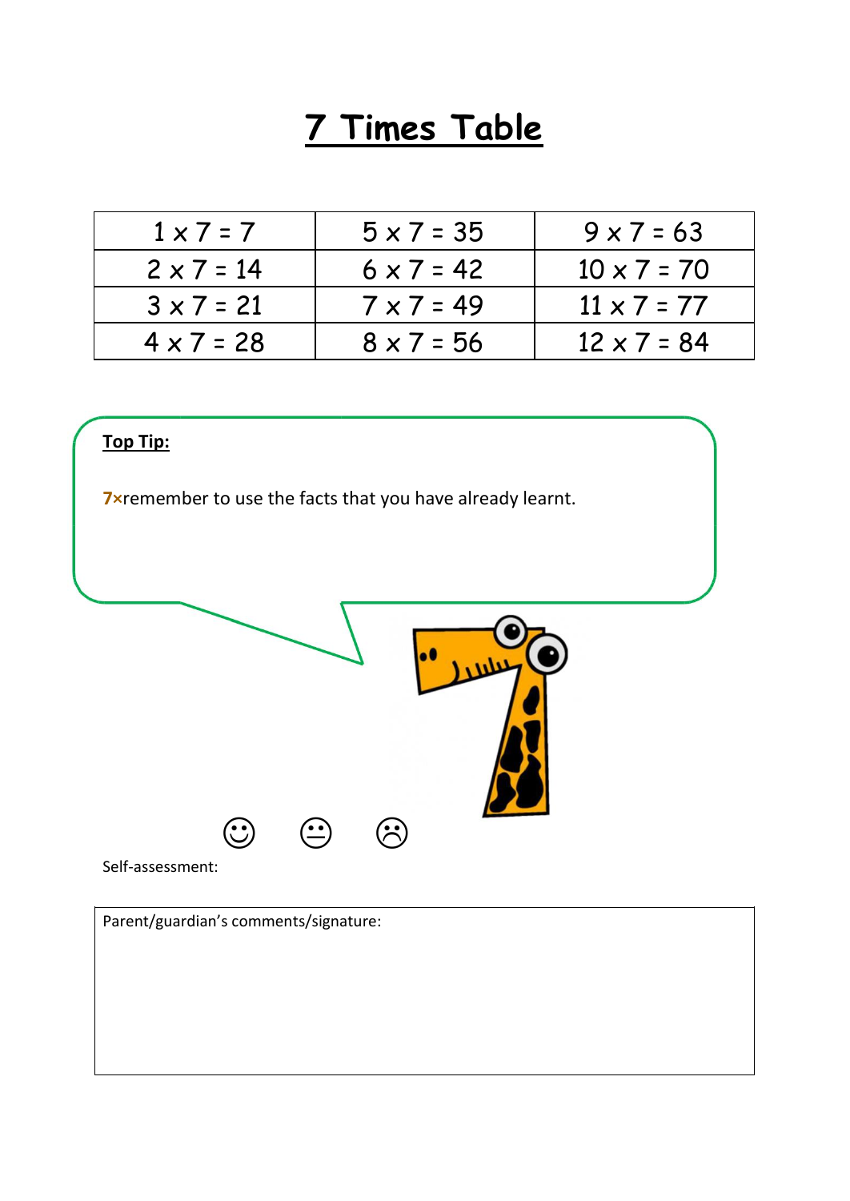# 7 Times Table

| 1 x 7 = 7 | 5 x 7 = 35 | 9 x 7 = 63 |
|---|---|---|
| 2 x 7 = 14 | 6 x 7 = 42 | 10 x 7 = 70 |
| 3 x 7 = 21 | 7 x 7 = 49 | 11 x 7 = 77 |
| 4 x 7 = 28 | 8 x 7 = 56 | 12 x 7 = 84 |

**Top Tip:**

**7×**remember to use the facts that you have already learnt.

☺ 😐 ☹

Self-assessment:

Parent/guardian's comments/signature: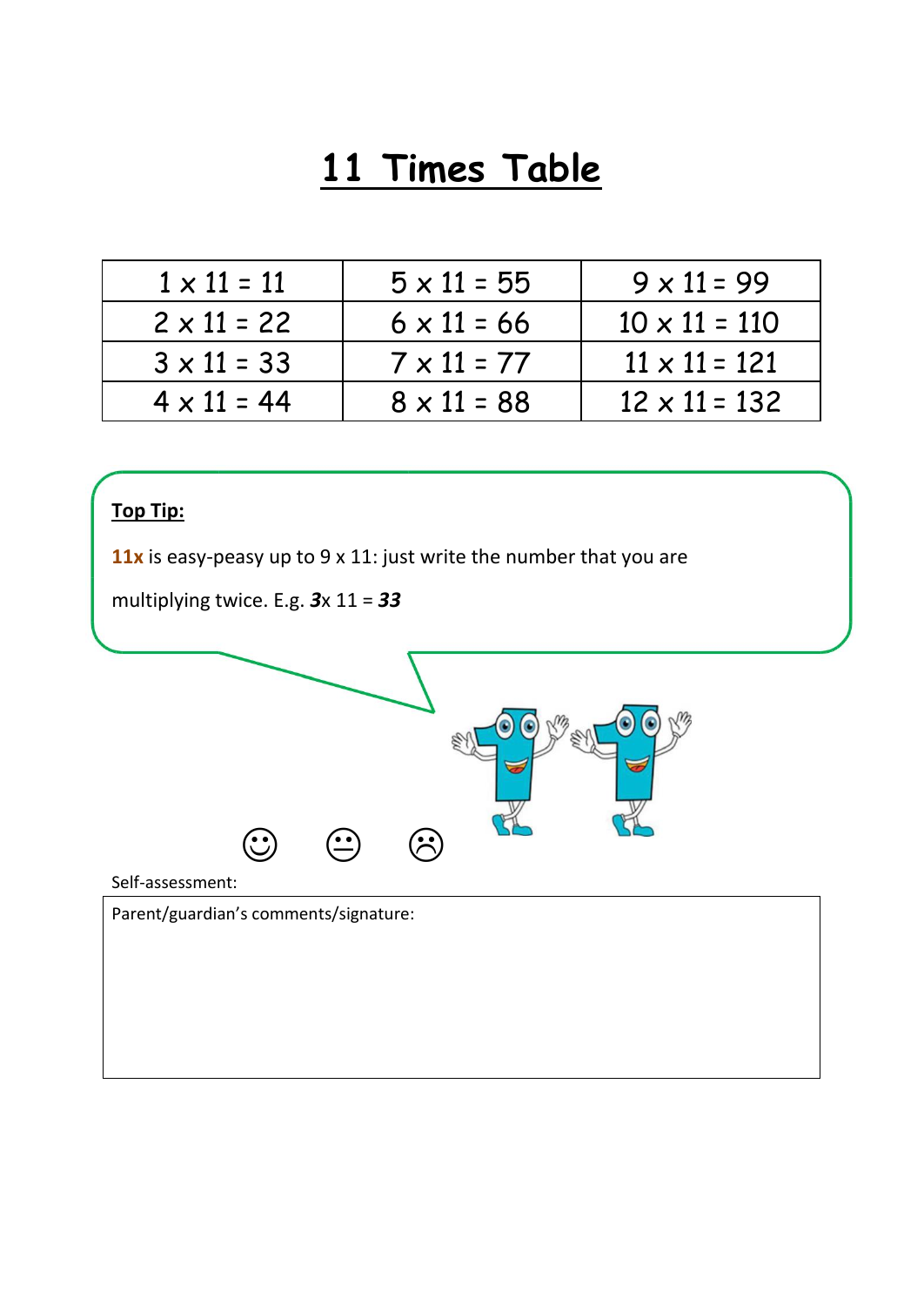# 11 Times Table

| 1 x 11 = 11 | 5 x 11 = 55 | 9 x 11 = 99 |
|---|---|---|
| 2 x 11 = 22 | 6 x 11 = 66 | 10 x 11 = 110 |
| 3 x 11 = 33 | 7 x 11 = 77 | 11 x 11 = 121 |
| 4 x 11 = 44 | 8 x 11 = 88 | 12 x 11 = 132 |

**Top Tip:**

**11x** is easy-peasy up to 9 x 11: just write the number that you are multiplying twice. E.g. ***3***x 11 = ***33***

☺ 😐 ☹

Self-assessment:

Parent/guardian's comments/signature: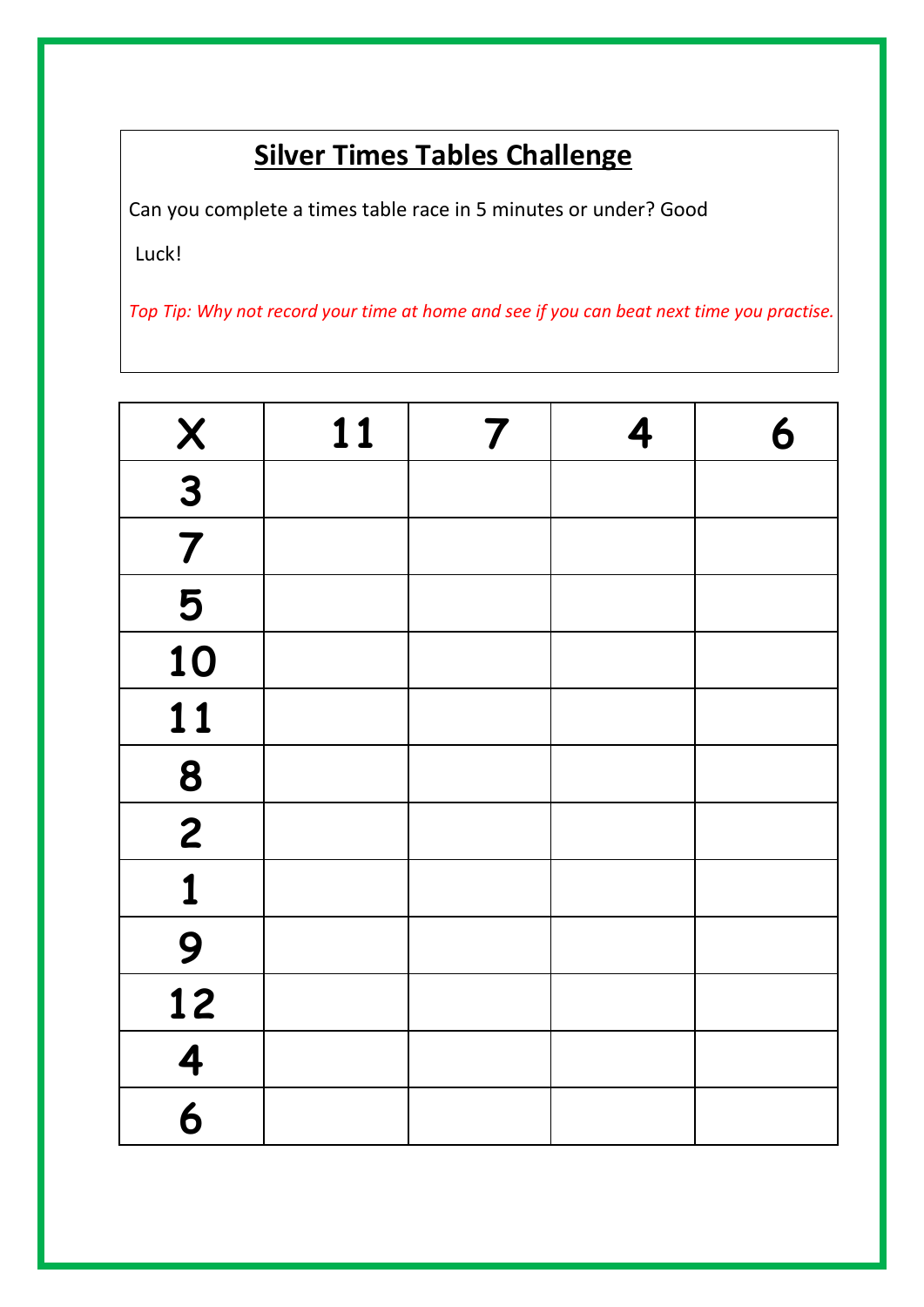## Silver Times Tables Challenge

Can you complete a times table race in 5 minutes or under? Good

Luck!

*Top Tip: Why not record your time at home and see if you can beat next time you practise.*

| X | 11 | 7 | 4 | 6 |
|---|---|---|---|---|
| 3 | | | | |
| 7 | | | | |
| 5 | | | | |
| 10 | | | | |
| 11 | | | | |
| 8 | | | | |
| 2 | | | | |
| 1 | | | | |
| 9 | | | | |
| 12 | | | | |
| 4 | | | | |
| 6 | | | | |